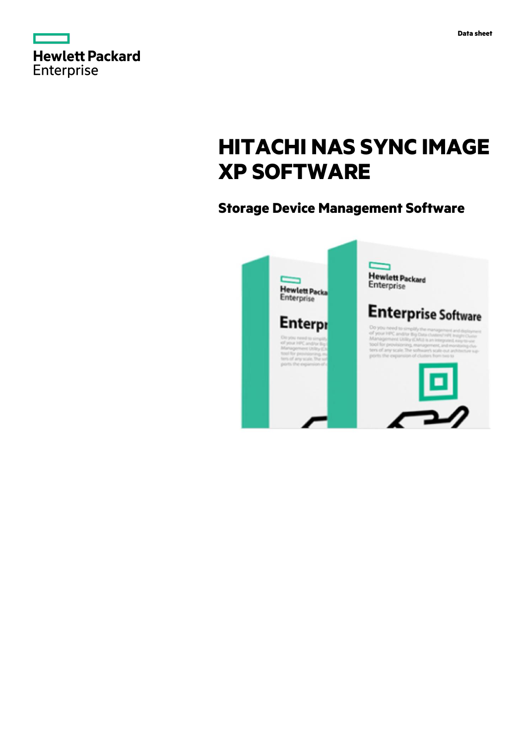# HITACHI NAS SYNC IMAGE XP SOFTWARE

## Storage Device Management Software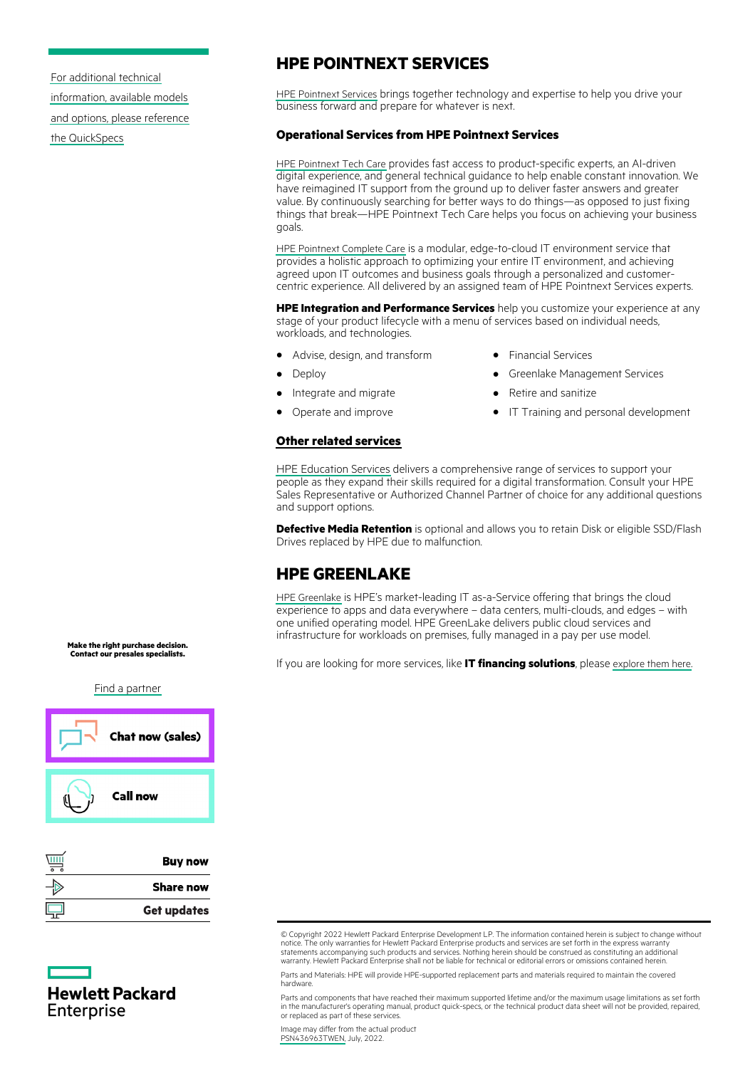For additional technical information, available models and options, please reference the QuickSpecs

## HPE POINTNEXT SERVICES

HPE Pointnext Services brings together technology and expertise to help you drive your business forward and prepare for whatever is next.

### Operational Services from HPE Pointnext Services

HPE Pointnext Tech Care provides fast access to product-specific experts, an AI-driven digital experience, and general technical guidance to help enable constant innovation. We have reimagined IT support from the ground up to deliver faster answers and greater value. By continuously searching for better ways to do things—as opposed to just fixing things that break—HPE Pointnext Tech Care helps you focus on achieving your business goals.

HPE Pointnext Complete Care is a modular, edge-to-cloud IT environment service that provides a holistic approach to optimizing your entire IT environment, and achieving agreed upon IT outcomes and business goals through a personalized and customer-centric experience. All delivered by an assigned team of HPE Pointnext Services experts.

**HPE Integration and Performance Services** help you customize your experience at any stage of your product lifecycle with a menu of services based on individual needs, workloads, and technologies.

- Advise, design, and transform
- Deploy
- Integrate and migrate
- Operate and improve
- Financial Services
- Greenlake Management Services
- Retire and sanitize
- IT Training and personal development

### Other related services

HPE Education Services delivers a comprehensive range of services to support your people as they expand their skills required for a digital transformation. Consult your HPE Sales Representative or Authorized Channel Partner of choice for any additional questions and support options.

**Defective Media Retention** is optional and allows you to retain Disk or eligible SSD/Flash Drives replaced by HPE due to malfunction.

## HPE GREENLAKE

HPE Greenlake is HPE's market-leading IT as-a-Service offering that brings the cloud experience to apps and data everywhere – data centers, multi-clouds, and edges – with one unified operating model. HPE GreenLake delivers public cloud services and infrastructure for workloads on premises, fully managed in a pay per use model.

If you are looking for more services, like **IT financing solutions**, please explore them here.

**Make the right purchase decision. Contact our presales specialists.**

Find a partner

Chat now (sales)

Call now

Buy now

Share now

Get updates

Hewlett Packard Enterprise

© Copyright 2022 Hewlett Packard Enterprise Development LP. The information contained herein is subject to change without notice. The only warranties for Hewlett Packard Enterprise products and services are set forth in the express warranty statements accompanying such products and services. Nothing herein should be construed as constituting an additional warranty. Hewlett Packard Enterprise shall not be liable for technical or editorial errors or omissions contained herein.

Parts and Materials: HPE will provide HPE-supported replacement parts and materials required to maintain the covered hardware.

Parts and components that have reached their maximum supported lifetime and/or the maximum usage limitations as set forth in the manufacturer's operating manual, product quick-specs, or the technical product data sheet will not be provided, repaired, or replaced as part of these services.

Image may differ from the actual product

PSN436963TWEN, July, 2022.